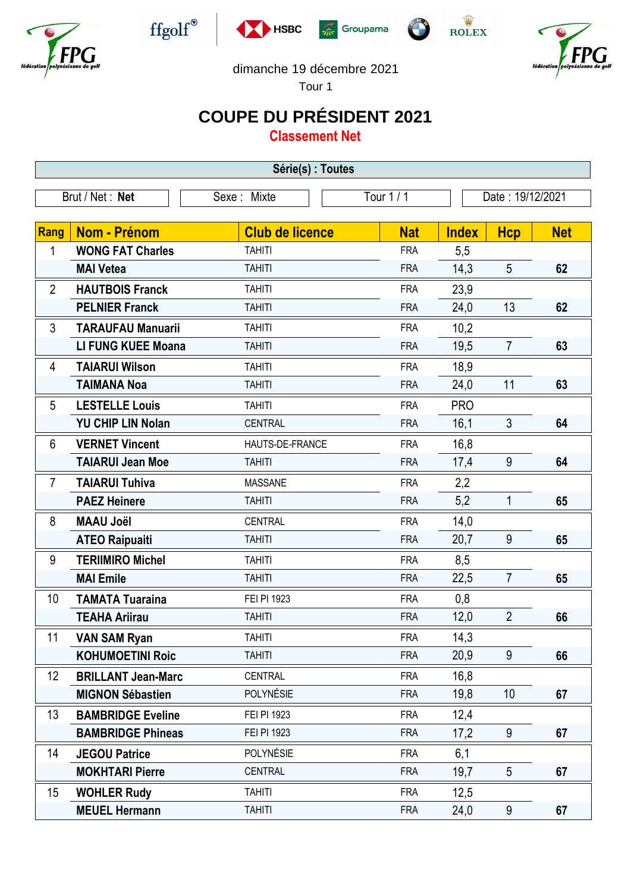dimanche 19 décembre 2021

Tour 1

# COUPE DU PRÉSIDENT 2021

## Classement Net

**Série(s) : Toutes**

Brut / Net : **Net** | Sexe : Mixte | Tour 1 / 1 | Date : 19/12/2021

| Rang | Nom - Prénom | Club de licence | Nat | Index | Hcp | Net |
|---|---|---|---|---|---|---|
| 1 | **WONG FAT Charles** | TAHITI | FRA | 5,5 | | |
| | **MAI Vetea** | TAHITI | FRA | 14,3 | 5 | **62** |
| 2 | **HAUTBOIS Franck** | TAHITI | FRA | 23,9 | | |
| | **PELNIER Franck** | TAHITI | FRA | 24,0 | 13 | **62** |
| 3 | **TARAUFAU Manuarii** | TAHITI | FRA | 10,2 | | |
| | **LI FUNG KUEE Moana** | TAHITI | FRA | 19,5 | 7 | **63** |
| 4 | **TAIARUI Wilson** | TAHITI | FRA | 18,9 | | |
| | **TAIMANA Noa** | TAHITI | FRA | 24,0 | 11 | **63** |
| 5 | **LESTELLE Louis** | TAHITI | FRA | PRO | | |
| | **YU CHIP LIN Nolan** | CENTRAL | FRA | 16,1 | 3 | **64** |
| 6 | **VERNET Vincent** | HAUTS-DE-FRANCE | FRA | 16,8 | | |
| | **TAIARUI Jean Moe** | TAHITI | FRA | 17,4 | 9 | **64** |
| 7 | **TAIARUI Tuhiva** | MASSANE | FRA | 2,2 | | |
| | **PAEZ Heinere** | TAHITI | FRA | 5,2 | 1 | **65** |
| 8 | **MAAU Joël** | CENTRAL | FRA | 14,0 | | |
| | **ATEO Raipuaiti** | TAHITI | FRA | 20,7 | 9 | **65** |
| 9 | **TERIIMIRO Michel** | TAHITI | FRA | 8,5 | | |
| | **MAI Emile** | TAHITI | FRA | 22,5 | 7 | **65** |
| 10 | **TAMATA Tuaraina** | FEI PI 1923 | FRA | 0,8 | | |
| | **TEAHA Ariirau** | TAHITI | FRA | 12,0 | 2 | **66** |
| 11 | **VAN SAM Ryan** | TAHITI | FRA | 14,3 | | |
| | **KOHUMOETINI Roic** | TAHITI | FRA | 20,9 | 9 | **66** |
| 12 | **BRILLANT Jean-Marc** | CENTRAL | FRA | 16,8 | | |
| | **MIGNON Sébastien** | POLYNÉSIE | FRA | 19,8 | 10 | **67** |
| 13 | **BAMBRIDGE Eveline** | FEI PI 1923 | FRA | 12,4 | | |
| | **BAMBRIDGE Phineas** | FEI PI 1923 | FRA | 17,2 | 9 | **67** |
| 14 | **JEGOU Patrice** | POLYNÉSIE | FRA | 6,1 | | |
| | **MOKHTARI Pierre** | CENTRAL | FRA | 19,7 | 5 | **67** |
| 15 | **WOHLER Rudy** | TAHITI | FRA | 12,5 | | |
| | **MEUEL Hermann** | TAHITI | FRA | 24,0 | 9 | **67** |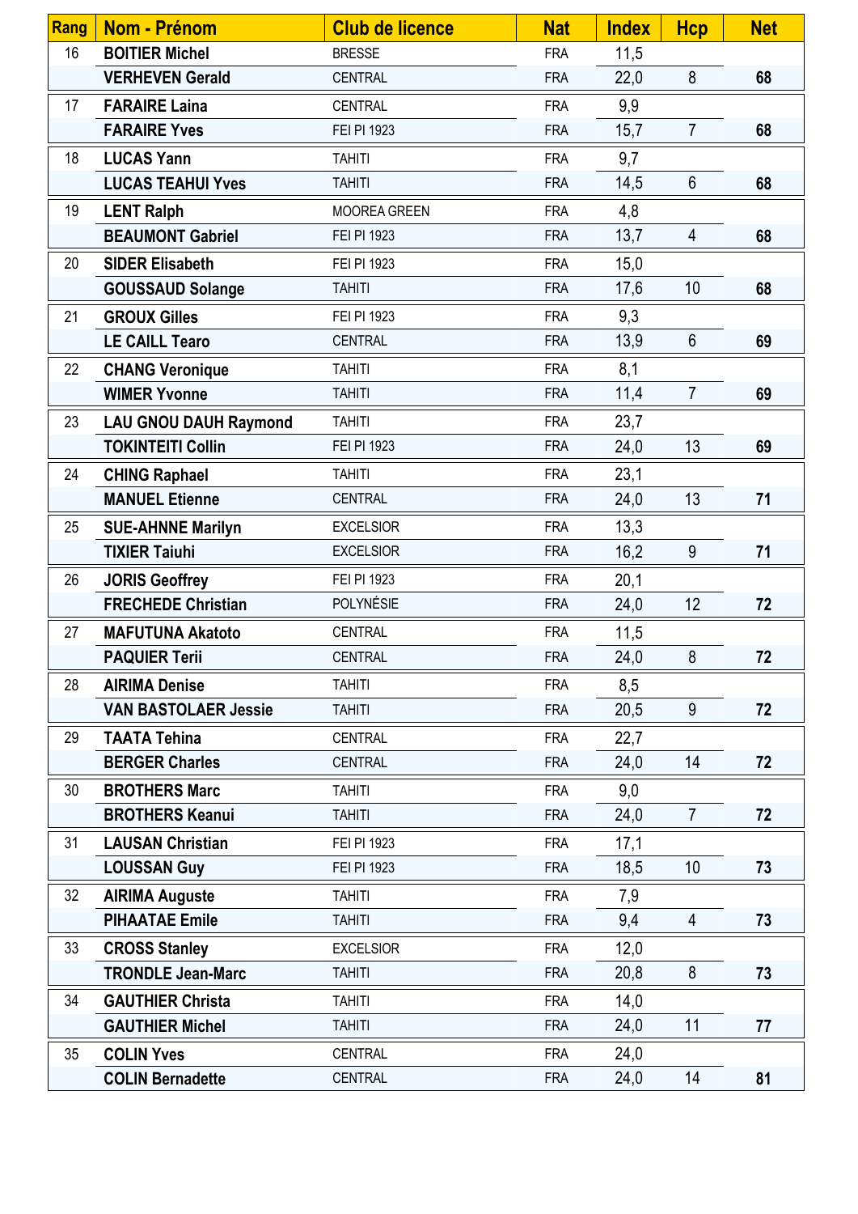| Rang | Nom - Prénom | Club de licence | Nat | Index | Hcp | Net |
|---|---|---|---|---|---|---|
| 16 | **BOITIER Michel** | BRESSE | FRA | 11,5 | | |
| | **VERHEVEN Gerald** | CENTRAL | FRA | 22,0 | 8 | **68** |
| 17 | **FARAIRE Laina** | CENTRAL | FRA | 9,9 | | |
| | **FARAIRE Yves** | FEI PI 1923 | FRA | 15,7 | 7 | **68** |
| 18 | **LUCAS Yann** | TAHITI | FRA | 9,7 | | |
| | **LUCAS TEAHUI Yves** | TAHITI | FRA | 14,5 | 6 | **68** |
| 19 | **LENT Ralph** | MOOREA GREEN | FRA | 4,8 | | |
| | **BEAUMONT Gabriel** | FEI PI 1923 | FRA | 13,7 | 4 | **68** |
| 20 | **SIDER Elisabeth** | FEI PI 1923 | FRA | 15,0 | | |
| | **GOUSSAUD Solange** | TAHITI | FRA | 17,6 | 10 | **68** |
| 21 | **GROUX Gilles** | FEI PI 1923 | FRA | 9,3 | | |
| | **LE CAILL Tearo** | CENTRAL | FRA | 13,9 | 6 | **69** |
| 22 | **CHANG Veronique** | TAHITI | FRA | 8,1 | | |
| | **WIMER Yvonne** | TAHITI | FRA | 11,4 | 7 | **69** |
| 23 | **LAU GNOU DAUH Raymond** | TAHITI | FRA | 23,7 | | |
| | **TOKINTEITI Collin** | FEI PI 1923 | FRA | 24,0 | 13 | **69** |
| 24 | **CHING Raphael** | TAHITI | FRA | 23,1 | | |
| | **MANUEL Etienne** | CENTRAL | FRA | 24,0 | 13 | **71** |
| 25 | **SUE-AHNNE Marilyn** | EXCELSIOR | FRA | 13,3 | | |
| | **TIXIER Taiuhi** | EXCELSIOR | FRA | 16,2 | 9 | **71** |
| 26 | **JORIS Geoffrey** | FEI PI 1923 | FRA | 20,1 | | |
| | **FRECHEDE Christian** | POLYNÉSIE | FRA | 24,0 | 12 | **72** |
| 27 | **MAFUTUNA Akatoto** | CENTRAL | FRA | 11,5 | | |
| | **PAQUIER Terii** | CENTRAL | FRA | 24,0 | 8 | **72** |
| 28 | **AIRIMA Denise** | TAHITI | FRA | 8,5 | | |
| | **VAN BASTOLAER Jessie** | TAHITI | FRA | 20,5 | 9 | **72** |
| 29 | **TAATA Tehina** | CENTRAL | FRA | 22,7 | | |
| | **BERGER Charles** | CENTRAL | FRA | 24,0 | 14 | **72** |
| 30 | **BROTHERS Marc** | TAHITI | FRA | 9,0 | | |
| | **BROTHERS Keanui** | TAHITI | FRA | 24,0 | 7 | **72** |
| 31 | **LAUSAN Christian** | FEI PI 1923 | FRA | 17,1 | | |
| | **LOUSSAN Guy** | FEI PI 1923 | FRA | 18,5 | 10 | **73** |
| 32 | **AIRIMA Auguste** | TAHITI | FRA | 7,9 | | |
| | **PIHAATAE Emile** | TAHITI | FRA | 9,4 | 4 | **73** |
| 33 | **CROSS Stanley** | EXCELSIOR | FRA | 12,0 | | |
| | **TRONDLE Jean-Marc** | TAHITI | FRA | 20,8 | 8 | **73** |
| 34 | **GAUTHIER Christa** | TAHITI | FRA | 14,0 | | |
| | **GAUTHIER Michel** | TAHITI | FRA | 24,0 | 11 | **77** |
| 35 | **COLIN Yves** | CENTRAL | FRA | 24,0 | | |
| | **COLIN Bernadette** | CENTRAL | FRA | 24,0 | 14 | **81** |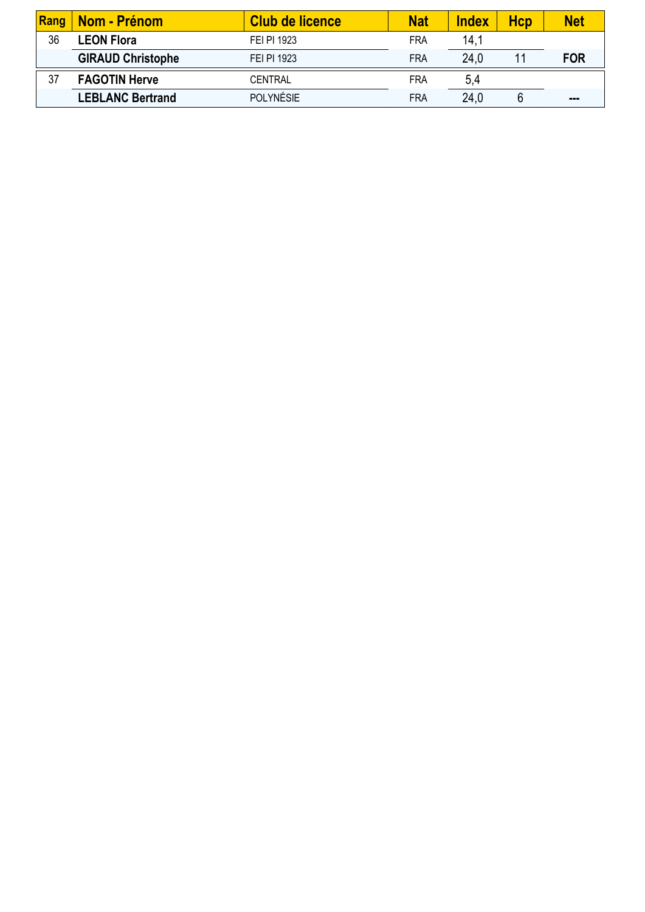| Rang | Nom - Prénom | Club de licence | Nat | Index | Hcp | Net |
|---|---|---|---|---|---|---|
| 36 | **LEON Flora** | FEI PI 1923 | FRA | 14,1 | | |
| | **GIRAUD Christophe** | FEI PI 1923 | FRA | 24,0 | 11 | **FOR** |
| 37 | **FAGOTIN Herve** | CENTRAL | FRA | 5,4 | | |
| | **LEBLANC Bertrand** | POLYNÉSIE | FRA | 24,0 | 6 | **---** |